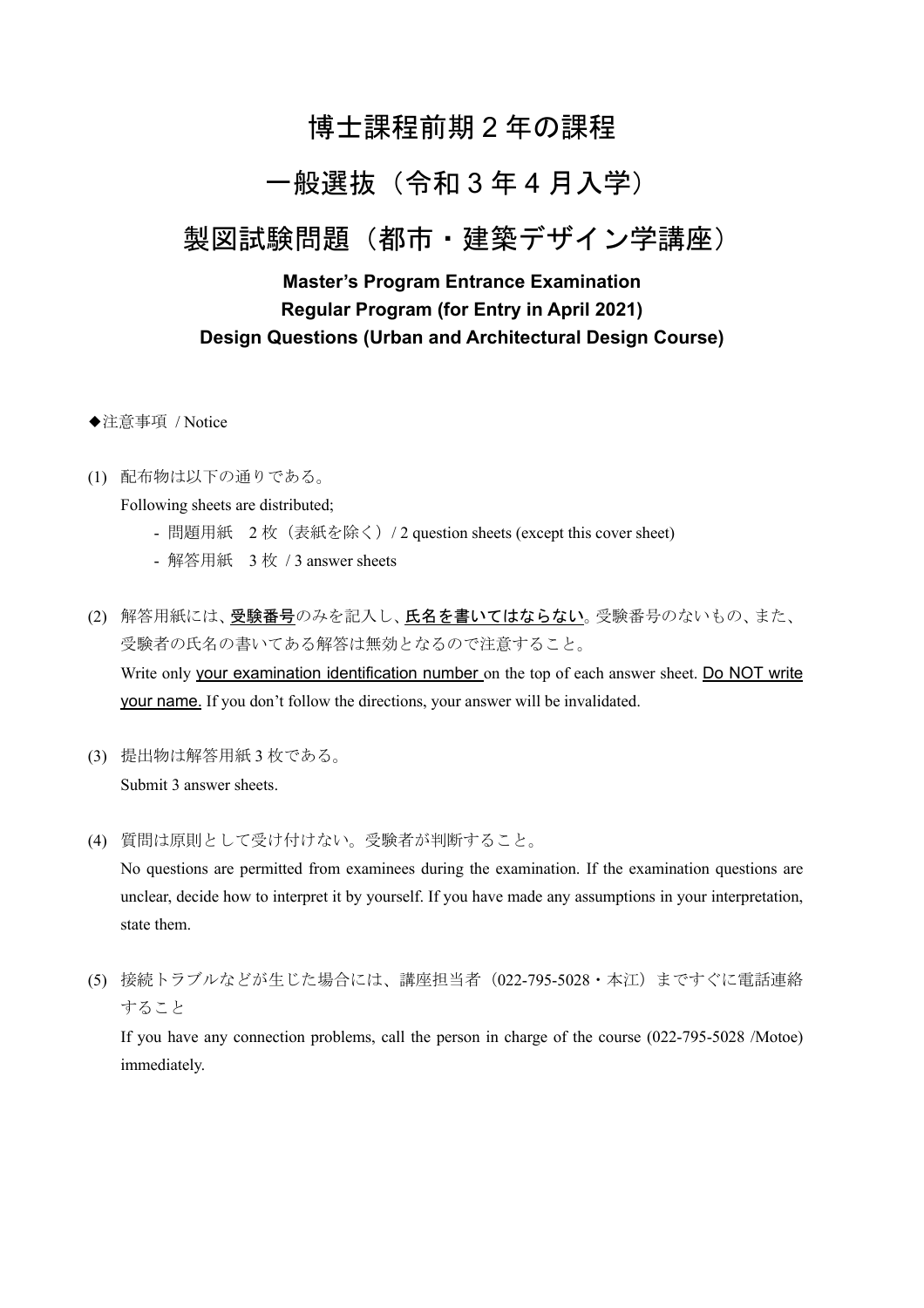# 博士課程前期２年の課程

# 一般選抜（令和３年４月入学）

# 製図試験問題（都市・建築デザイン学講座）

### Master's Program Entrance Examination
### Regular Program (for Entry in April 2021)
### Design Questions (Urban and Architectural Design Course)

◆注意事項 / Notice

(1) 配布物は以下の通りである。
Following sheets are distributed;
- 問題用紙　2 枚（表紙を除く）/ 2 question sheets (except this cover sheet)
- 解答用紙　3 枚 / 3 answer sheets

(2) 解答用紙には、受験番号のみを記入し、氏名を書いてはならない。受験番号のないもの、また、受験者の氏名の書いてある解答は無効となるので注意すること。
Write only your examination identification number on the top of each answer sheet. Do NOT write your name. If you don't follow the directions, your answer will be invalidated.

(3) 提出物は解答用紙 3 枚である。
Submit 3 answer sheets.

(4) 質問は原則として受け付けない。受験者が判断すること。
No questions are permitted from examinees during the examination. If the examination questions are unclear, decide how to interpret it by yourself. If you have made any assumptions in your interpretation, state them.

(5) 接続トラブルなどが生じた場合には、講座担当者（022-795-5028・本江）まですぐに電話連絡すること
If you have any connection problems, call the person in charge of the course (022-795-5028 /Motoe) immediately.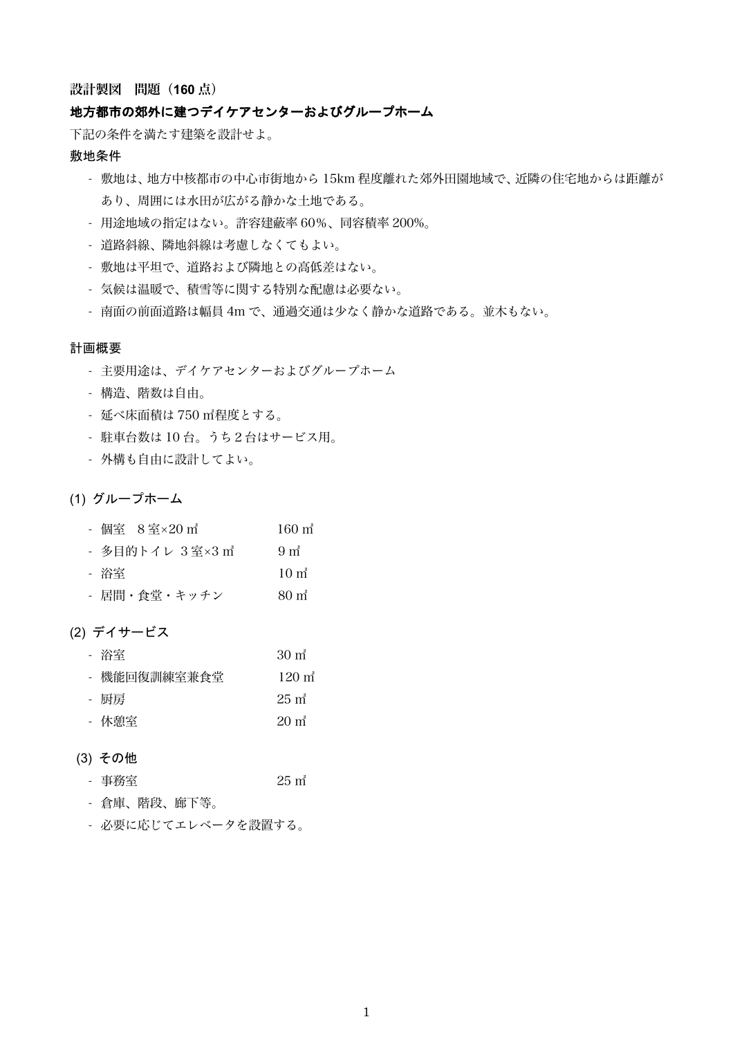**設計製図　問題（160 点）**

**地方都市の郊外に建つデイケアセンターおよびグループホーム**

下記の条件を満たす建築を設計せよ。

**敷地条件**

- 敷地は、地方中核都市の中心市街地から 15km 程度離れた郊外田園地域で、近隣の住宅地からは距離があり、周囲には水田が広がる静かな土地である。
- 用途地域の指定はない。許容建蔽率 60%、同容積率 200%。
- 道路斜線、隣地斜線は考慮しなくてもよい。
- 敷地は平坦で、道路および隣地との高低差はない。
- 気候は温暖で、積雪等に関する特別な配慮は必要ない。
- 南面の前面道路は幅員 4m で、通過交通は少なく静かな道路である。並木もない。

**計画概要**

- 主要用途は、デイケアセンターおよびグループホーム
- 構造、階数は自由。
- 延べ床面積は 750 ㎡程度とする。
- 駐車台数は 10 台。うち 2 台はサービス用。
- 外構も自由に設計してよい。

**(1) グループホーム**

- 個室　8 室×20 ㎡　　160 ㎡
- 多目的トイレ 3 室×3 ㎡　　9 ㎡
- 浴室　　10 ㎡
- 居間・食堂・キッチン　　80 ㎡

**(2) デイサービス**

- 浴室　　30 ㎡
- 機能回復訓練室兼食堂　　120 ㎡
- 厨房　　25 ㎡
- 休憩室　　20 ㎡

**(3) その他**

- 事務室　　25 ㎡
- 倉庫、階段、廊下等。
- 必要に応じてエレベータを設置する。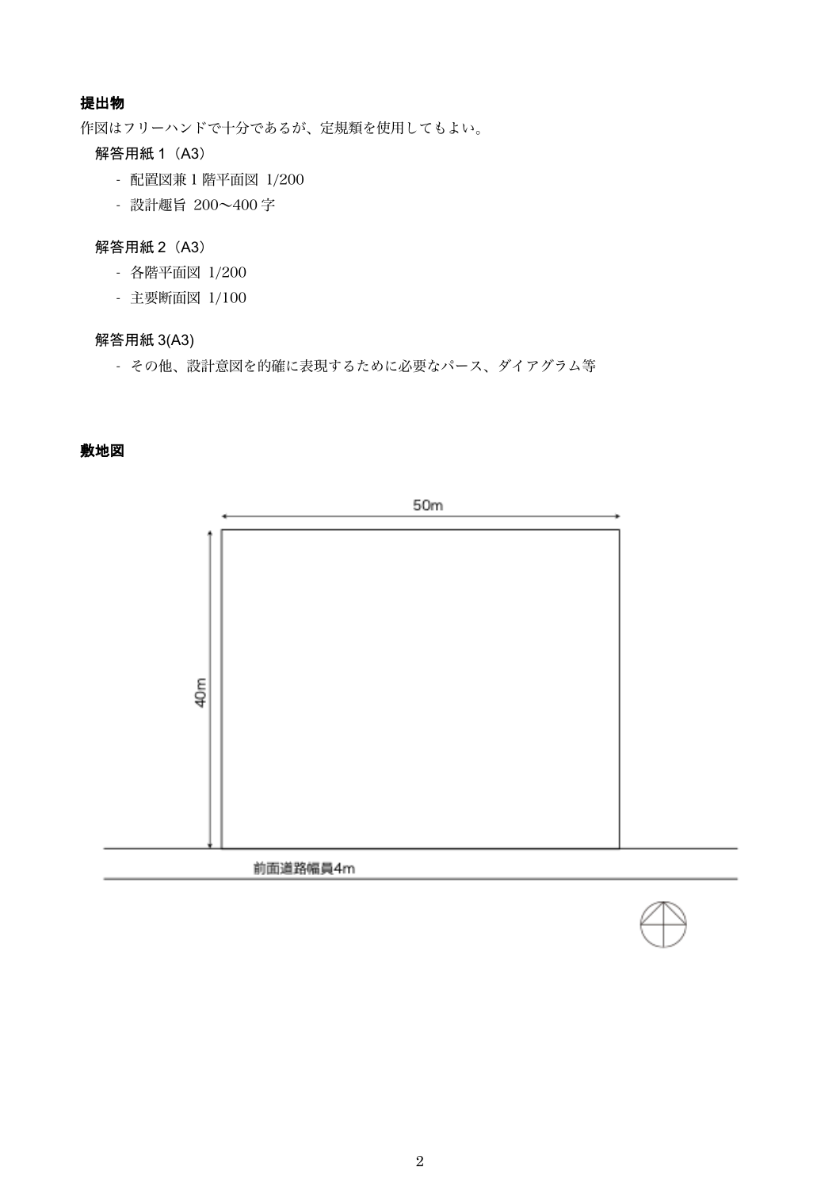**提出物**

作図はフリーハンドで十分であるが、定規類を使用してもよい。

解答用紙 1（A3）

- 配置図兼 1 階平面図 1/200
- 設計趣旨 200～400 字

解答用紙 2（A3）

- 各階平面図 1/200
- 主要断面図 1/100

解答用紙 3(A3)

- その他、設計意図を的確に表現するために必要なパース、ダイアグラム等

**敷地図**

50m

40m

前面道路幅員4m